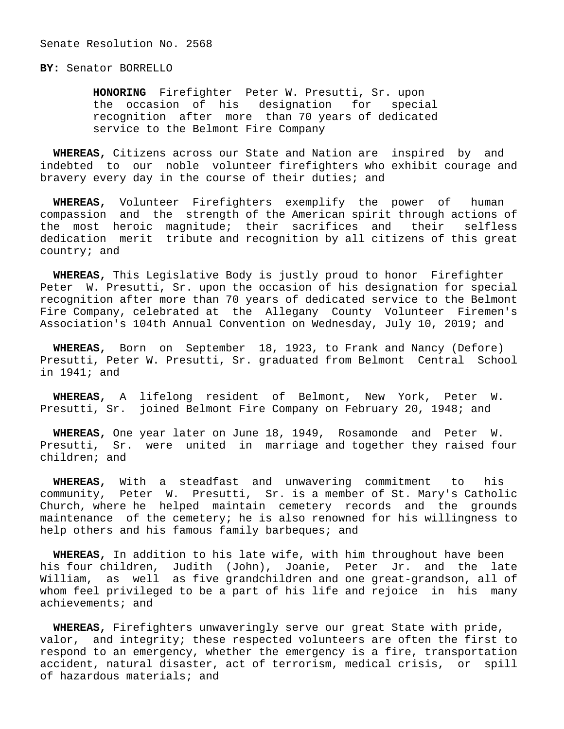Senate Resolution No. 2568

**BY:** Senator BORRELLO

**HONORING** Firefighter Peter W. Presutti, Sr. upon the occasion of his designation for special recognition after more than 70 years of dedicated service to the Belmont Fire Company

**WHEREAS,** Citizens across our State and Nation are inspired by and indebted to our noble volunteer firefighters who exhibit courage and bravery every day in the course of their duties; and

**WHEREAS,** Volunteer Firefighters exemplify the power of human compassion and the strength of the American spirit through actions of the most heroic magnitude; their sacrifices and their selfless dedication merit tribute and recognition by all citizens of this great country; and

**WHEREAS,** This Legislative Body is justly proud to honor Firefighter Peter W. Presutti, Sr. upon the occasion of his designation for special recognition after more than 70 years of dedicated service to the Belmont Fire Company, celebrated at the Allegany County Volunteer Firemen's Association's 104th Annual Convention on Wednesday, July 10, 2019; and

**WHEREAS,** Born on September 18, 1923, to Frank and Nancy (Defore) Presutti, Peter W. Presutti, Sr. graduated from Belmont Central School in 1941; and

**WHEREAS,** A lifelong resident of Belmont, New York, Peter W. Presutti, Sr. joined Belmont Fire Company on February 20, 1948; and

**WHEREAS,** One year later on June 18, 1949, Rosamonde and Peter W. Presutti, Sr. were united in marriage and together they raised four children; and

**WHEREAS,** With a steadfast and unwavering commitment to his community, Peter W. Presutti, Sr. is a member of St. Mary's Catholic Church, where he helped maintain cemetery records and the grounds maintenance of the cemetery; he is also renowned for his willingness to help others and his famous family barbeques; and

**WHEREAS,** In addition to his late wife, with him throughout have been his four children, Judith (John), Joanie, Peter Jr. and the late William, as well as five grandchildren and one great-grandson, all of whom feel privileged to be a part of his life and rejoice in his many achievements; and

**WHEREAS,** Firefighters unwaveringly serve our great State with pride, valor, and integrity; these respected volunteers are often the first to respond to an emergency, whether the emergency is a fire, transportation accident, natural disaster, act of terrorism, medical crisis, or spill of hazardous materials; and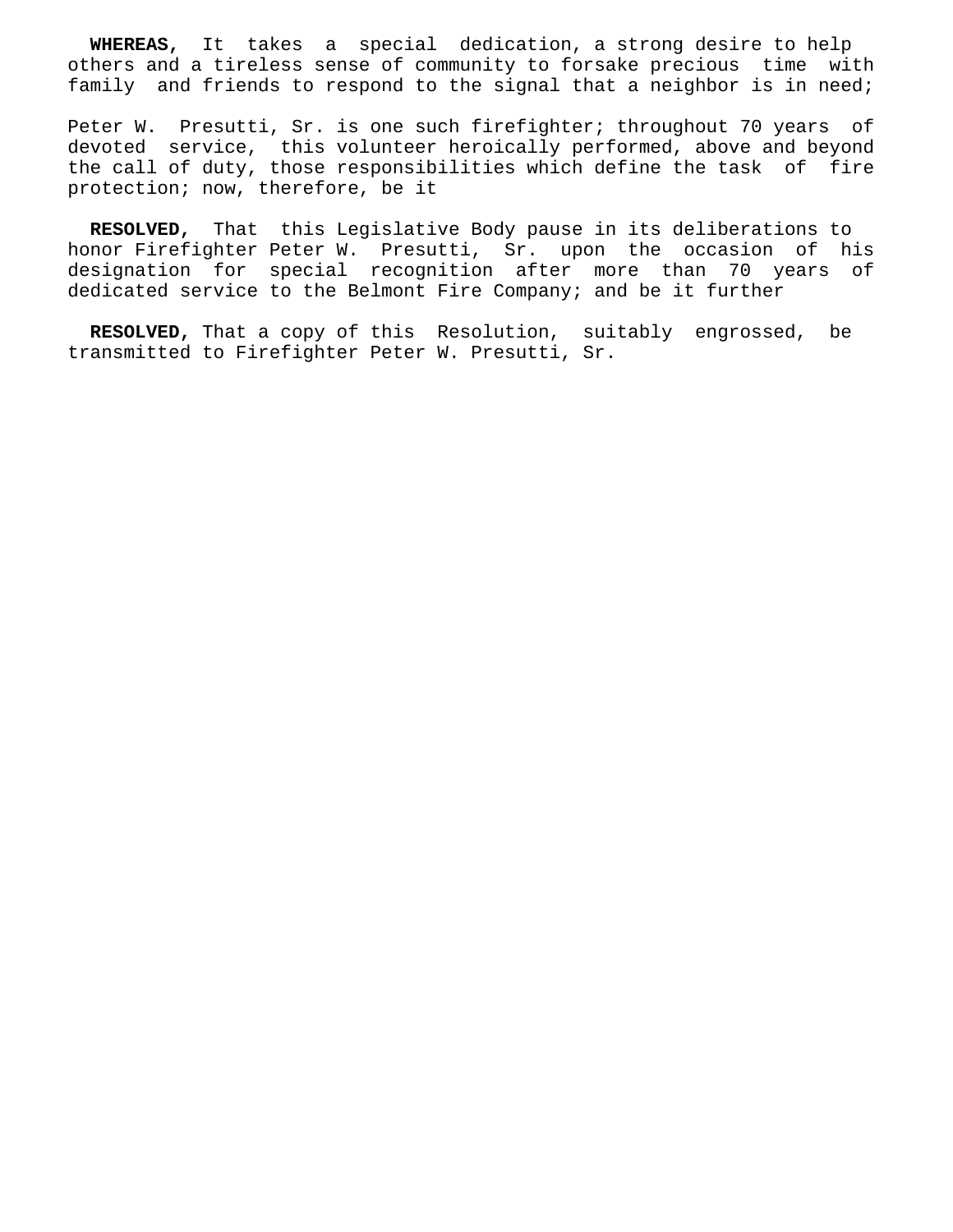**WHEREAS,** It takes a special dedication, a strong desire to help others and a tireless sense of community to forsake precious time with family and friends to respond to the signal that a neighbor is in need;

Peter W. Presutti, Sr. is one such firefighter; throughout 70 years of devoted service, this volunteer heroically performed, above and beyond the call of duty, those responsibilities which define the task of fire protection; now, therefore, be it

**RESOLVED,** That this Legislative Body pause in its deliberations to honor Firefighter Peter W. Presutti, Sr. upon the occasion of his designation for special recognition after more than 70 years of dedicated service to the Belmont Fire Company; and be it further

**RESOLVED,** That a copy of this Resolution, suitably engrossed, be transmitted to Firefighter Peter W. Presutti, Sr.